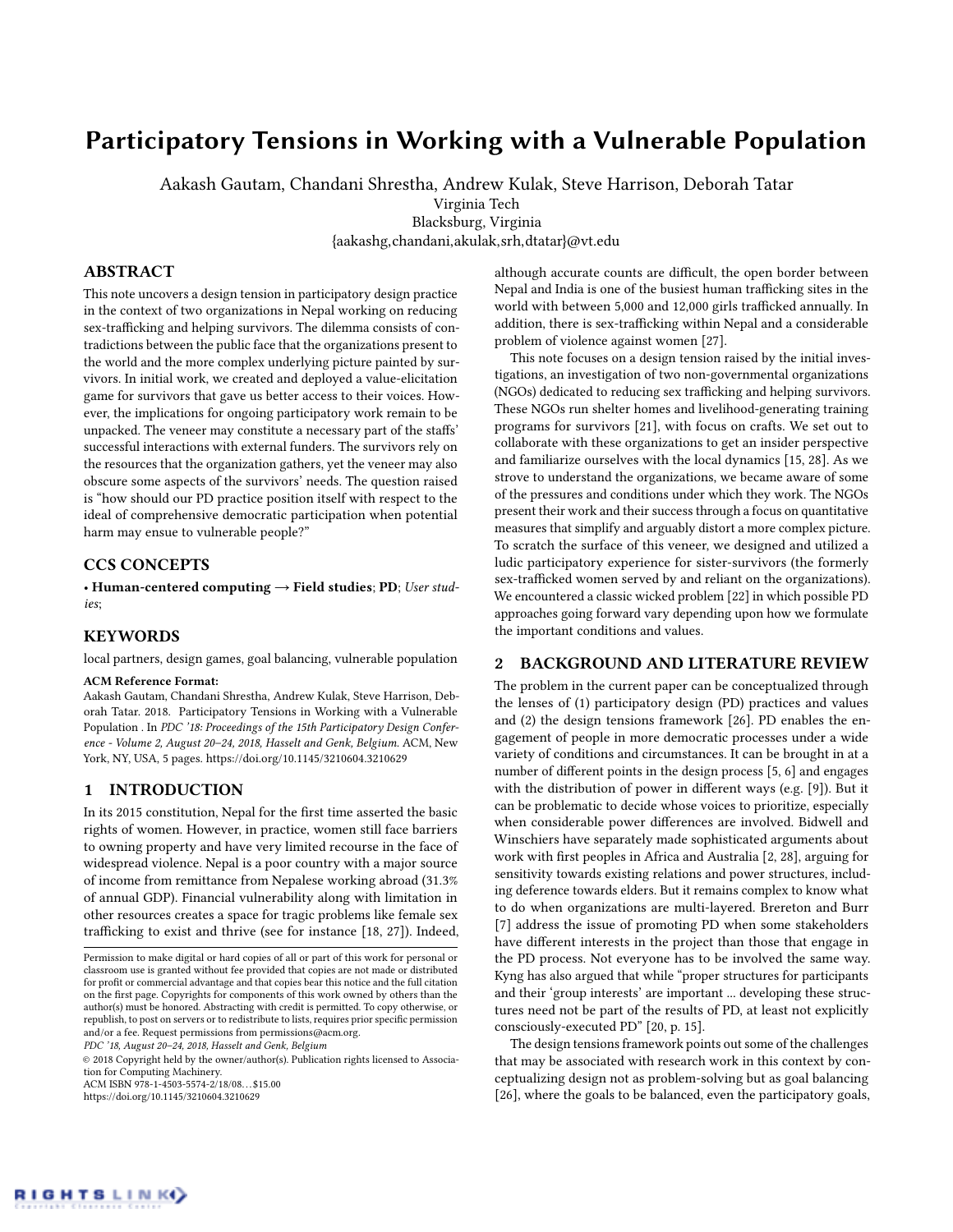# Participatory Tensions in Working with a Vulnerable Population

Aakash Gautam, Chandani Shrestha, Andrew Kulak, Steve Harrison, Deborah Tatar

Virginia Tech

Blacksburg, Virginia

{aakashg,chandani,akulak,srh,dtatar}@vt.edu

## ABSTRACT

This note uncovers a design tension in participatory design practice in the context of two organizations in Nepal working on reducing sex-trafficking and helping survivors. The dilemma consists of contradictions between the public face that the organizations present to the world and the more complex underlying picture painted by survivors. In initial work, we created and deployed a value-elicitation game for survivors that gave us better access to their voices. However, the implications for ongoing participatory work remain to be unpacked. The veneer may constitute a necessary part of the staffs' successful interactions with external funders. The survivors rely on the resources that the organization gathers, yet the veneer may also obscure some aspects of the survivors' needs. The question raised is "how should our PD practice position itself with respect to the ideal of comprehensive democratic participation when potential harm may ensue to vulnerable people?"

## CCS CONCEPTS

• **Human-centered computing → Field studies**; **PD**; *User studies*;

## KEYWORDS

local partners, design games, goal balancing, vulnerable population

**ACM Reference Format:**

Aakash Gautam, Chandani Shrestha, Andrew Kulak, Steve Harrison, Deborah Tatar. 2018. Participatory Tensions in Working with a Vulnerable Population . In *PDC '18: Proceedings of the 15th Participatory Design Conference - Volume 2, August 20–24, 2018, Hasselt and Genk, Belgium.* ACM, New York, NY, USA, 5 pages. https://doi.org/10.1145/3210604.3210629

## 1 INTRODUCTION

In its 2015 constitution, Nepal for the first time asserted the basic rights of women. However, in practice, women still face barriers to owning property and have very limited recourse in the face of widespread violence. Nepal is a poor country with a major source of income from remittance from Nepalese working abroad (31.3% of annual GDP). Financial vulnerability along with limitation in other resources creates a space for tragic problems like female sex trafficking to exist and thrive (see for instance [18, 27]). Indeed, although accurate counts are difficult, the open border between Nepal and India is one of the busiest human trafficking sites in the world with between 5,000 and 12,000 girls trafficked annually. In addition, there is sex-trafficking within Nepal and a considerable problem of violence against women [27].

This note focuses on a design tension raised by the initial investigations, an investigation of two non-governmental organizations (NGOs) dedicated to reducing sex trafficking and helping survivors. These NGOs run shelter homes and livelihood-generating training programs for survivors [21], with focus on crafts. We set out to collaborate with these organizations to get an insider perspective and familiarize ourselves with the local dynamics [15, 28]. As we strove to understand the organizations, we became aware of some of the pressures and conditions under which they work. The NGOs present their work and their success through a focus on quantitative measures that simplify and arguably distort a more complex picture. To scratch the surface of this veneer, we designed and utilized a ludic participatory experience for sister-survivors (the formerly sex-trafficked women served by and reliant on the organizations). We encountered a classic wicked problem [22] in which possible PD approaches going forward vary depending upon how we formulate the important conditions and values.

## 2 BACKGROUND AND LITERATURE REVIEW

The problem in the current paper can be conceptualized through the lenses of (1) participatory design (PD) practices and values and (2) the design tensions framework [26]. PD enables the engagement of people in more democratic processes under a wide variety of conditions and circumstances. It can be brought in at a number of different points in the design process [5, 6] and engages with the distribution of power in different ways (e.g. [9]). But it can be problematic to decide whose voices to prioritize, especially when considerable power differences are involved. Bidwell and Winschiers have separately made sophisticated arguments about work with first peoples in Africa and Australia [2, 28], arguing for sensitivity towards existing relations and power structures, including deference towards elders. But it remains complex to know what to do when organizations are multi-layered. Brereton and Burr [7] address the issue of promoting PD when some stakeholders have different interests in the project than those that engage in the PD process. Not everyone has to be involved the same way. Kyng has also argued that while "proper structures for participants and their 'group interests' are important ... developing these structures need not be part of the results of PD, at least not explicitly consciously-executed PD" [20, p. 15].

The design tensions framework points out some of the challenges that may be associated with research work in this context by conceptualizing design not as problem-solving but as goal balancing [26], where the goals to be balanced, even the participatory goals,

---

Permission to make digital or hard copies of all or part of this work for personal or classroom use is granted without fee provided that copies are not made or distributed for profit or commercial advantage and that copies bear this notice and the full citation on the first page. Copyrights for components of this work owned by others than the author(s) must be honored. Abstracting with credit is permitted. To copy otherwise, or republish, to post on servers or to redistribute to lists, requires prior specific permission and/or a fee. Request permissions from permissions@acm.org.

*PDC '18, August 20–24, 2018, Hasselt and Genk, Belgium*

© 2018 Copyright held by the owner/author(s). Publication rights licensed to Association for Computing Machinery.

ACM ISBN 978-1-4503-5574-2/18/08...$15.00

https://doi.org/10.1145/3210604.3210629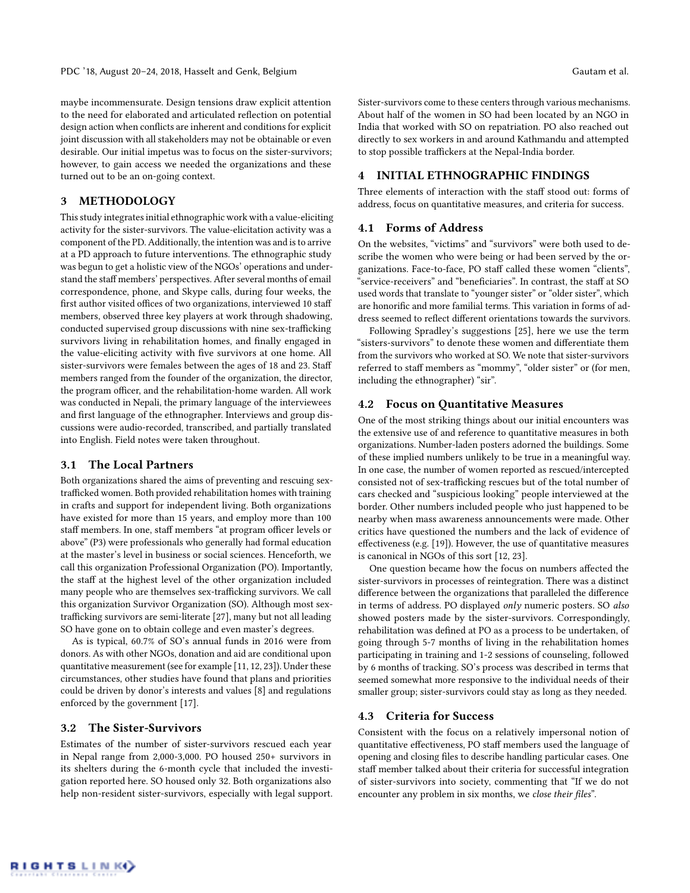maybe incommensurate. Design tensions draw explicit attention to the need for elaborated and articulated reflection on potential design action when conflicts are inherent and conditions for explicit joint discussion with all stakeholders may not be obtainable or even desirable. Our initial impetus was to focus on the sister-survivors; however, to gain access we needed the organizations and these turned out to be an on-going context.

## 3 METHODOLOGY

This study integrates initial ethnographic work with a value-eliciting activity for the sister-survivors. The value-elicitation activity was a component of the PD. Additionally, the intention was and is to arrive at a PD approach to future interventions. The ethnographic study was begun to get a holistic view of the NGOs' operations and understand the staff members' perspectives. After several months of email correspondence, phone, and Skype calls, during four weeks, the first author visited offices of two organizations, interviewed 10 staff members, observed three key players at work through shadowing, conducted supervised group discussions with nine sex-trafficking survivors living in rehabilitation homes, and finally engaged in the value-eliciting activity with five survivors at one home. All sister-survivors were females between the ages of 18 and 23. Staff members ranged from the founder of the organization, the director, the program officer, and the rehabilitation-home warden. All work was conducted in Nepali, the primary language of the interviewees and first language of the ethnographer. Interviews and group discussions were audio-recorded, transcribed, and partially translated into English. Field notes were taken throughout.

### 3.1 The Local Partners

Both organizations shared the aims of preventing and rescuing sex-trafficked women. Both provided rehabilitation homes with training in crafts and support for independent living. Both organizations have existed for more than 15 years, and employ more than 100 staff members. In one, staff members "at program officer levels or above" (P3) were professionals who generally had formal education at the master's level in business or social sciences. Henceforth, we call this organization Professional Organization (PO). Importantly, the staff at the highest level of the other organization included many people who are themselves sex-trafficking survivors. We call this organization Survivor Organization (SO). Although most sex-trafficking survivors are semi-literate [27], many but not all leading SO have gone on to obtain college and even master's degrees.

As is typical, 60.7% of SO's annual funds in 2016 were from donors. As with other NGOs, donation and aid are conditional upon quantitative measurement (see for example [11, 12, 23]). Under these circumstances, other studies have found that plans and priorities could be driven by donor's interests and values [8] and regulations enforced by the government [17].

### 3.2 The Sister-Survivors

Estimates of the number of sister-survivors rescued each year in Nepal range from 2,000-3,000. PO housed 250+ survivors in its shelters during the 6-month cycle that included the investigation reported here. SO housed only 32. Both organizations also help non-resident sister-survivors, especially with legal support. Sister-survivors come to these centers through various mechanisms. About half of the women in SO had been located by an NGO in India that worked with SO on repatriation. PO also reached out directly to sex workers in and around Kathmandu and attempted to stop possible traffickers at the Nepal-India border.

## 4 INITIAL ETHNOGRAPHIC FINDINGS

Three elements of interaction with the staff stood out: forms of address, focus on quantitative measures, and criteria for success.

### 4.1 Forms of Address

On the websites, "victims" and "survivors" were both used to describe the women who were being or had been served by the organizations. Face-to-face, PO staff called these women "clients", "service-receivers" and "beneficiaries". In contrast, the staff at SO used words that translate to "younger sister" or "older sister", which are honorific and more familial terms. This variation in forms of address seemed to reflect different orientations towards the survivors.

Following Spradley's suggestions [25], here we use the term "sisters-survivors" to denote these women and differentiate them from the survivors who worked at SO. We note that sister-survivors referred to staff members as "mommy", "older sister" or (for men, including the ethnographer) "sir".

### 4.2 Focus on Quantitative Measures

One of the most striking things about our initial encounters was the extensive use of and reference to quantitative measures in both organizations. Number-laden posters adorned the buildings. Some of these implied numbers unlikely to be true in a meaningful way. In one case, the number of women reported as rescued/intercepted consisted not of sex-trafficking rescues but of the total number of cars checked and "suspicious looking" people interviewed at the border. Other numbers included people who just happened to be nearby when mass awareness announcements were made. Other critics have questioned the numbers and the lack of evidence of effectiveness (e.g. [19]). However, the use of quantitative measures is canonical in NGOs of this sort [12, 23].

One question became how the focus on numbers affected the sister-survivors in processes of reintegration. There was a distinct difference between the organizations that paralleled the difference in terms of address. PO displayed *only* numeric posters. SO *also* showed posters made by the sister-survivors. Correspondingly, rehabilitation was defined at PO as a process to be undertaken, of going through 5-7 months of living in the rehabilitation homes participating in training and 1-2 sessions of counseling, followed by 6 months of tracking. SO's process was described in terms that seemed somewhat more responsive to the individual needs of their smaller group; sister-survivors could stay as long as they needed.

### 4.3 Criteria for Success

Consistent with the focus on a relatively impersonal notion of quantitative effectiveness, PO staff members used the language of opening and closing files to describe handling particular cases. One staff member talked about their criteria for successful integration of sister-survivors into society, commenting that "If we do not encounter any problem in six months, we *close their files*".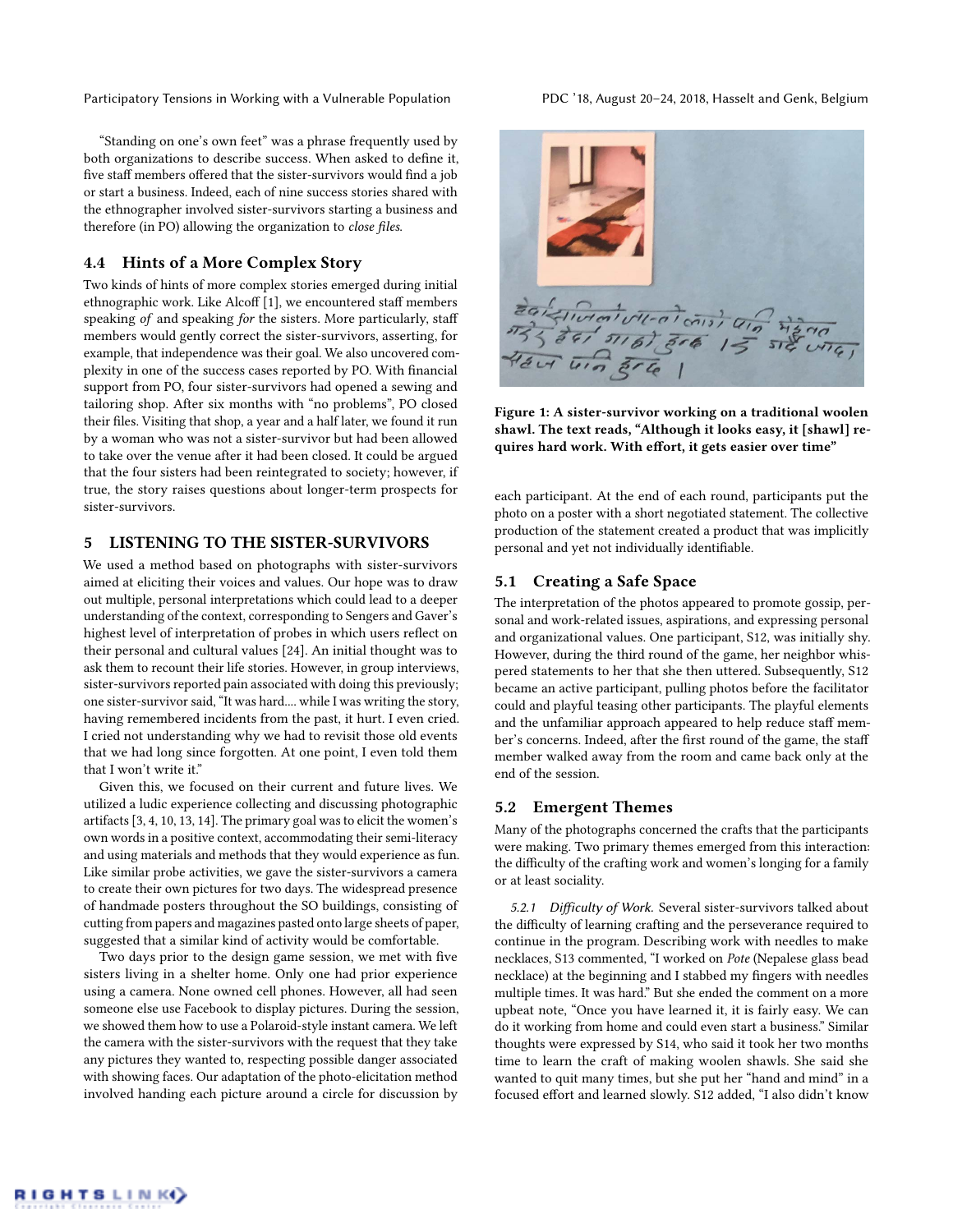"Standing on one's own feet" was a phrase frequently used by both organizations to describe success. When asked to define it, five staff members offered that the sister-survivors would find a job or start a business. Indeed, each of nine success stories shared with the ethnographer involved sister-survivors starting a business and therefore (in PO) allowing the organization to *close files*.

### 4.4 Hints of a More Complex Story

Two kinds of hints of more complex stories emerged during initial ethnographic work. Like Alcoff [1], we encountered staff members speaking *of* and speaking *for* the sisters. More particularly, staff members would gently correct the sister-survivors, asserting, for example, that independence was their goal. We also uncovered complexity in one of the success cases reported by PO. With financial support from PO, four sister-survivors had opened a sewing and tailoring shop. After six months with "no problems", PO closed their files. Visiting that shop, a year and a half later, we found it run by a woman who was not a sister-survivor but had been allowed to take over the venue after it had been closed. It could be argued that the four sisters had been reintegrated to society; however, if true, the story raises questions about longer-term prospects for sister-survivors.

## 5 LISTENING TO THE SISTER-SURVIVORS

We used a method based on photographs with sister-survivors aimed at eliciting their voices and values. Our hope was to draw out multiple, personal interpretations which could lead to a deeper understanding of the context, corresponding to Sengers and Gaver's highest level of interpretation of probes in which users reflect on their personal and cultural values [24]. An initial thought was to ask them to recount their life stories. However, in group interviews, sister-survivors reported pain associated with doing this previously; one sister-survivor said, "It was hard.... while I was writing the story, having remembered incidents from the past, it hurt. I even cried. I cried not understanding why we had to revisit those old events that we had long since forgotten. At one point, I even told them that I won't write it."

Given this, we focused on their current and future lives. We utilized a ludic experience collecting and discussing photographic artifacts [3, 4, 10, 13, 14]. The primary goal was to elicit the women's own words in a positive context, accommodating their semi-literacy and using materials and methods that they would experience as fun. Like similar probe activities, we gave the sister-survivors a camera to create their own pictures for two days. The widespread presence of handmade posters throughout the SO buildings, consisting of cutting from papers and magazines pasted onto large sheets of paper, suggested that a similar kind of activity would be comfortable.

Two days prior to the design game session, we met with five sisters living in a shelter home. Only one had prior experience using a camera. None owned cell phones. However, all had seen someone else use Facebook to display pictures. During the session, we showed them how to use a Polaroid-style instant camera. We left the camera with the sister-survivors with the request that they take any pictures they wanted to, respecting possible danger associated with showing faces. Our adaptation of the photo-elicitation method involved handing each picture around a circle for discussion by each participant. At the end of each round, participants put the photo on a poster with a short negotiated statement. The collective production of the statement created a product that was implicitly personal and yet not individually identifiable.

**Figure 1: A sister-survivor working on a traditional woolen shawl. The text reads, "Although it looks easy, it [shawl] requires hard work. With effort, it gets easier over time"**

### 5.1 Creating a Safe Space

The interpretation of the photos appeared to promote gossip, personal and work-related issues, aspirations, and expressing personal and organizational values. One participant, S12, was initially shy. However, during the third round of the game, her neighbor whispered statements to her that she then uttered. Subsequently, S12 became an active participant, pulling photos before the facilitator could and playful teasing other participants. The playful elements and the unfamiliar approach appeared to help reduce staff member's concerns. Indeed, after the first round of the game, the staff member walked away from the room and came back only at the end of the session.

### 5.2 Emergent Themes

Many of the photographs concerned the crafts that the participants were making. Two primary themes emerged from this interaction: the difficulty of the crafting work and women's longing for a family or at least sociality.

*5.2.1 Difficulty of Work.* Several sister-survivors talked about the difficulty of learning crafting and the perseverance required to continue in the program. Describing work with needles to make necklaces, S13 commented, "I worked on *Pote* (Nepalese glass bead necklace) at the beginning and I stabbed my fingers with needles multiple times. It was hard." But she ended the comment on a more upbeat note, "Once you have learned it, it is fairly easy. We can do it working from home and could even start a business." Similar thoughts were expressed by S14, who said it took her two months time to learn the craft of making woolen shawls. She said she wanted to quit many times, but she put her "hand and mind" in a focused effort and learned slowly. S12 added, "I also didn't know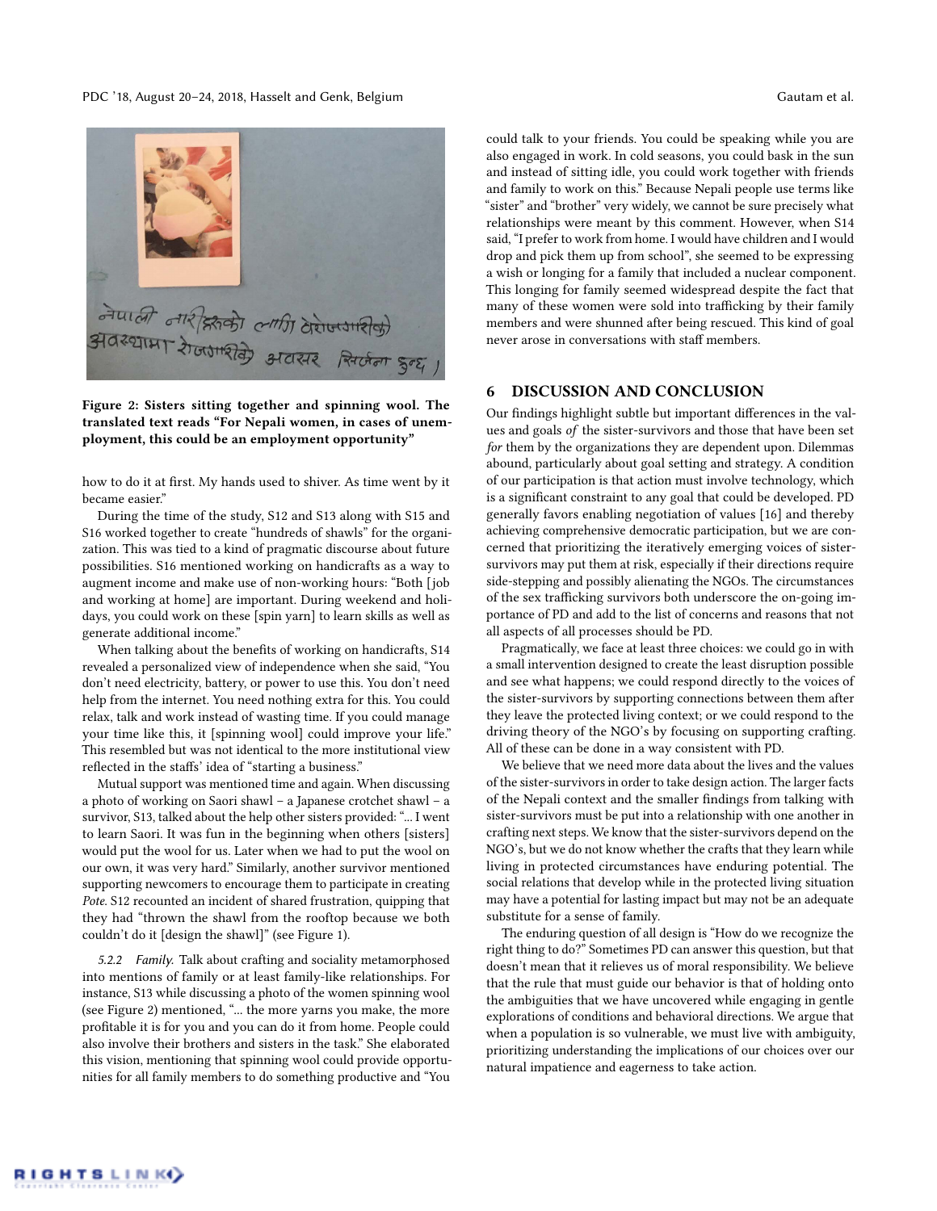Figure 2: Sisters sitting together and spinning wool. The translated text reads "For Nepali women, in cases of unemployment, this could be an employment opportunity"

how to do it at first. My hands used to shiver. As time went by it became easier."

During the time of the study, S12 and S13 along with S15 and S16 worked together to create "hundreds of shawls" for the organization. This was tied to a kind of pragmatic discourse about future possibilities. S16 mentioned working on handicrafts as a way to augment income and make use of non-working hours: "Both [job and working at home] are important. During weekend and holidays, you could work on these [spin yarn] to learn skills as well as generate additional income."

When talking about the benefits of working on handicrafts, S14 revealed a personalized view of independence when she said, "You don't need electricity, battery, or power to use this. You don't need help from the internet. You need nothing extra for this. You could relax, talk and work instead of wasting time. If you could manage your time like this, it [spinning wool] could improve your life." This resembled but was not identical to the more institutional view reflected in the staffs' idea of "starting a business."

Mutual support was mentioned time and again. When discussing a photo of working on Saori shawl – a Japanese crotchet shawl – a survivor, S13, talked about the help other sisters provided: "... I went to learn Saori. It was fun in the beginning when others [sisters] would put the wool for us. Later when we had to put the wool on our own, it was very hard." Similarly, another survivor mentioned supporting newcomers to encourage them to participate in creating *Pote*. S12 recounted an incident of shared frustration, quipping that they had "thrown the shawl from the rooftop because we both couldn't do it [design the shawl]" (see Figure 1).

*5.2.2 Family.* Talk about crafting and sociality metamorphosed into mentions of family or at least family-like relationships. For instance, S13 while discussing a photo of the women spinning wool (see Figure 2) mentioned, "... the more yarns you make, the more profitable it is for you and you can do it from home. People could also involve their brothers and sisters in the task." She elaborated this vision, mentioning that spinning wool could provide opportunities for all family members to do something productive and "You could talk to your friends. You could be speaking while you are also engaged in work. In cold seasons, you could bask in the sun and instead of sitting idle, you could work together with friends and family to work on this." Because Nepali people use terms like "sister" and "brother" very widely, we cannot be sure precisely what relationships were meant by this comment. However, when S14 said, "I prefer to work from home. I would have children and I would drop and pick them up from school", she seemed to be expressing a wish or longing for a family that included a nuclear component. This longing for family seemed widespread despite the fact that many of these women were sold into trafficking by their family members and were shunned after being rescued. This kind of goal never arose in conversations with staff members.

## 6 DISCUSSION AND CONCLUSION

Our findings highlight subtle but important differences in the values and goals *of* the sister-survivors and those that have been set *for* them by the organizations they are dependent upon. Dilemmas abound, particularly about goal setting and strategy. A condition of our participation is that action must involve technology, which is a significant constraint to any goal that could be developed. PD generally favors enabling negotiation of values [16] and thereby achieving comprehensive democratic participation, but we are concerned that prioritizing the iteratively emerging voices of sister-survivors may put them at risk, especially if their directions require side-stepping and possibly alienating the NGOs. The circumstances of the sex trafficking survivors both underscore the on-going importance of PD and add to the list of concerns and reasons that not all aspects of all processes should be PD.

Pragmatically, we face at least three choices: we could go in with a small intervention designed to create the least disruption possible and see what happens; we could respond directly to the voices of the sister-survivors by supporting connections between them after they leave the protected living context; or we could respond to the driving theory of the NGO's by focusing on supporting crafting. All of these can be done in a way consistent with PD.

We believe that we need more data about the lives and the values of the sister-survivors in order to take design action. The larger facts of the Nepali context and the smaller findings from talking with sister-survivors must be put into a relationship with one another in crafting next steps. We know that the sister-survivors depend on the NGO's, but we do not know whether the crafts that they learn while living in protected circumstances have enduring potential. The social relations that develop while in the protected living situation may have a potential for lasting impact but may not be an adequate substitute for a sense of family.

The enduring question of all design is "How do we recognize the right thing to do?" Sometimes PD can answer this question, but that doesn't mean that it relieves us of moral responsibility. We believe that the rule that must guide our behavior is that of holding onto the ambiguities that we have uncovered while engaging in gentle explorations of conditions and behavioral directions. We argue that when a population is so vulnerable, we must live with ambiguity, prioritizing understanding the implications of our choices over our natural impatience and eagerness to take action.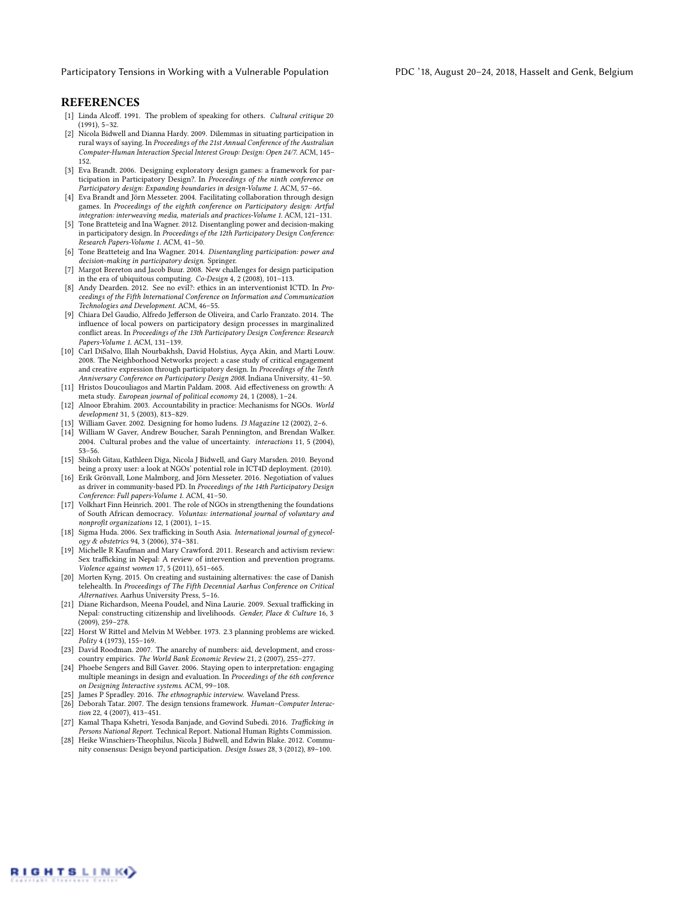## REFERENCES

[1] Linda Alcoff. 1991. The problem of speaking for others. *Cultural critique* 20 (1991), 5–32.

[2] Nicola Bidwell and Dianna Hardy. 2009. Dilemmas in situating participation in rural ways of saying. In *Proceedings of the 21st Annual Conference of the Australian Computer-Human Interaction Special Interest Group: Design: Open 24/7*. ACM, 145–152.

[3] Eva Brandt. 2006. Designing exploratory design games: a framework for participation in Participatory Design?. In *Proceedings of the ninth conference on Participatory design: Expanding boundaries in design-Volume 1*. ACM, 57–66.

[4] Eva Brandt and Jörn Messeter. 2004. Facilitating collaboration through design games. In *Proceedings of the eighth conference on Participatory design: Artful integration: interweaving media, materials and practices-Volume 1*. ACM, 121–131.

[5] Tone Bratteteig and Ina Wagner. 2012. Disentangling power and decision-making in participatory design. In *Proceedings of the 12th Participatory Design Conference: Research Papers-Volume 1*. ACM, 41–50.

[6] Tone Bratteteig and Ina Wagner. 2014. *Disentangling participation: power and decision-making in participatory design*. Springer.

[7] Margot Brereton and Jacob Buur. 2008. New challenges for design participation in the era of ubiquitous computing. *Co-Design* 4, 2 (2008), 101–113.

[8] Andy Dearden. 2012. See no evil?: ethics in an interventionist ICTD. In *Proceedings of the Fifth International Conference on Information and Communication Technologies and Development*. ACM, 46–55.

[9] Chiara Del Gaudio, Alfredo Jefferson de Oliveira, and Carlo Franzato. 2014. The influence of local powers on participatory design processes in marginalized conflict areas. In *Proceedings of the 13th Participatory Design Conference: Research Papers-Volume 1*. ACM, 131–139.

[10] Carl DiSalvo, Illah Nourbakhsh, David Holstius, Ayça Akin, and Marti Louw. 2008. The Neighborhood Networks project: a case study of critical engagement and creative expression through participatory design. In *Proceedings of the Tenth Anniversary Conference on Participatory Design 2008*. Indiana University, 41–50.

[11] Hristos Doucouliagos and Martin Paldam. 2008. Aid effectiveness on growth: A meta study. *European journal of political economy* 24, 1 (2008), 1–24.

[12] Alnoor Ebrahim. 2003. Accountability in practice: Mechanisms for NGOs. *World development* 31, 5 (2003), 813–829.

[13] William Gaver. 2002. Designing for homo ludens. *I3 Magazine* 12 (2002), 2–6.

[14] William W Gaver, Andrew Boucher, Sarah Pennington, and Brendan Walker. 2004. Cultural probes and the value of uncertainty. *interactions* 11, 5 (2004), 53–56.

[15] Shikoh Gitau, Kathleen Diga, Nicola J Bidwell, and Gary Marsden. 2010. Beyond being a proxy user: a look at NGOs' potential role in ICT4D deployment. (2010).

[16] Erik Grönvall, Lone Malmborg, and Jörn Messeter. 2016. Negotiation of values as driver in community-based PD. In *Proceedings of the 14th Participatory Design Conference: Full papers-Volume 1*. ACM, 41–50.

[17] Volkhart Finn Heinrich. 2001. The role of NGOs in strengthening the foundations of South African democracy. *Voluntas: international journal of voluntary and nonprofit organizations* 12, 1 (2001), 1–15.

[18] Sigma Huda. 2006. Sex trafficking in South Asia. *International journal of gynecology & obstetrics* 94, 3 (2006), 374–381.

[19] Michelle R Kaufman and Mary Crawford. 2011. Research and activism review: Sex trafficking in Nepal: A review of intervention and prevention programs. *Violence against women* 17, 5 (2011), 651–665.

[20] Morten Kyng. 2015. On creating and sustaining alternatives: the case of Danish telehealth. In *Proceedings of The Fifth Decennial Aarhus Conference on Critical Alternatives*. Aarhus University Press, 5–16.

[21] Diane Richardson, Meena Poudel, and Nina Laurie. 2009. Sexual trafficking in Nepal: constructing citizenship and livelihoods. *Gender, Place & Culture* 16, 3 (2009), 259–278.

[22] Horst W Rittel and Melvin M Webber. 1973. 2.3 planning problems are wicked. *Polity* 4 (1973), 155–169.

[23] David Roodman. 2007. The anarchy of numbers: aid, development, and cross-country empirics. *The World Bank Economic Review* 21, 2 (2007), 255–277.

[24] Phoebe Sengers and Bill Gaver. 2006. Staying open to interpretation: engaging multiple meanings in design and evaluation. In *Proceedings of the 6th conference on Designing Interactive systems*. ACM, 99–108.

[25] James P Spradley. 2016. *The ethnographic interview*. Waveland Press.

[26] Deborah Tatar. 2007. The design tensions framework. *Human–Computer Interaction* 22, 4 (2007), 413–451.

[27] Kamal Thapa Kshetri, Yesoda Banjade, and Govind Subedi. 2016. *Trafficking in Persons National Report*. Technical Report. National Human Rights Commission.

[28] Heike Winschiers-Theophilus, Nicola J Bidwell, and Edwin Blake. 2012. Community consensus: Design beyond participation. *Design Issues* 28, 3 (2012), 89–100.